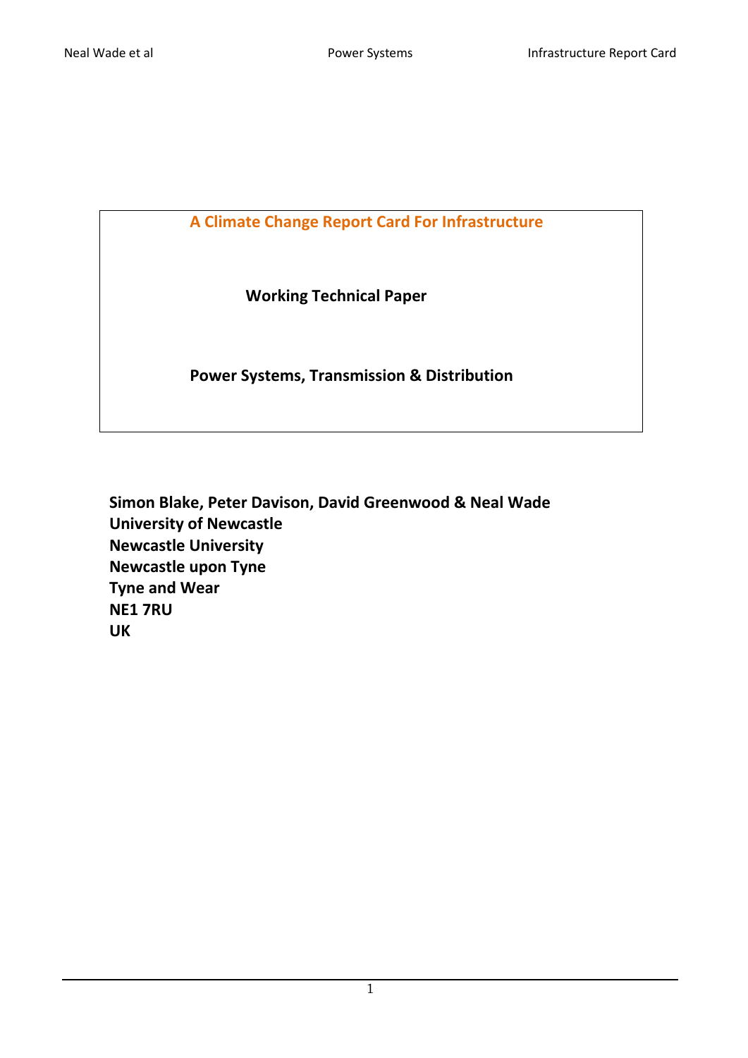# A Climate Change Report Card For Infrastructure

## Working Technical Paper

## Power Systems, Transmission & Distribution

**Simon Blake, Peter Davison, David Greenwood & Neal Wade**
**University of Newcastle**
**Newcastle University**
**Newcastle upon Tyne**
**Tyne and Wear**
**NE1 7RU**
**UK**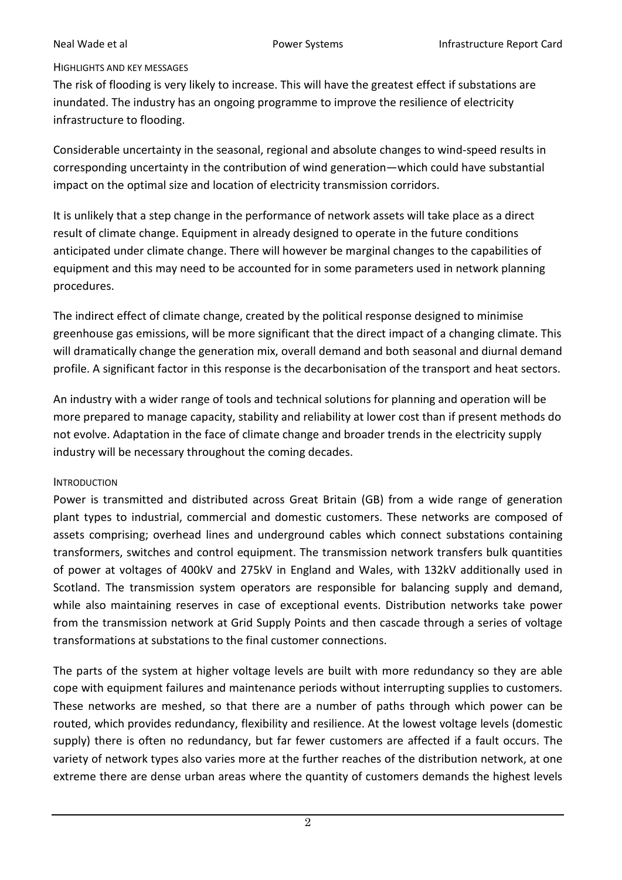## Highlights and key messages

The risk of flooding is very likely to increase. This will have the greatest effect if substations are inundated. The industry has an ongoing programme to improve the resilience of electricity infrastructure to flooding.

Considerable uncertainty in the seasonal, regional and absolute changes to wind-speed results in corresponding uncertainty in the contribution of wind generation—which could have substantial impact on the optimal size and location of electricity transmission corridors.

It is unlikely that a step change in the performance of network assets will take place as a direct result of climate change. Equipment in already designed to operate in the future conditions anticipated under climate change. There will however be marginal changes to the capabilities of equipment and this may need to be accounted for in some parameters used in network planning procedures.

The indirect effect of climate change, created by the political response designed to minimise greenhouse gas emissions, will be more significant that the direct impact of a changing climate. This will dramatically change the generation mix, overall demand and both seasonal and diurnal demand profile. A significant factor in this response is the decarbonisation of the transport and heat sectors.

An industry with a wider range of tools and technical solutions for planning and operation will be more prepared to manage capacity, stability and reliability at lower cost than if present methods do not evolve. Adaptation in the face of climate change and broader trends in the electricity supply industry will be necessary throughout the coming decades.

## Introduction

Power is transmitted and distributed across Great Britain (GB) from a wide range of generation plant types to industrial, commercial and domestic customers. These networks are composed of assets comprising; overhead lines and underground cables which connect substations containing transformers, switches and control equipment. The transmission network transfers bulk quantities of power at voltages of 400kV and 275kV in England and Wales, with 132kV additionally used in Scotland. The transmission system operators are responsible for balancing supply and demand, while also maintaining reserves in case of exceptional events. Distribution networks take power from the transmission network at Grid Supply Points and then cascade through a series of voltage transformations at substations to the final customer connections.

The parts of the system at higher voltage levels are built with more redundancy so they are able cope with equipment failures and maintenance periods without interrupting supplies to customers. These networks are meshed, so that there are a number of paths through which power can be routed, which provides redundancy, flexibility and resilience. At the lowest voltage levels (domestic supply) there is often no redundancy, but far fewer customers are affected if a fault occurs. The variety of network types also varies more at the further reaches of the distribution network, at one extreme there are dense urban areas where the quantity of customers demands the highest levels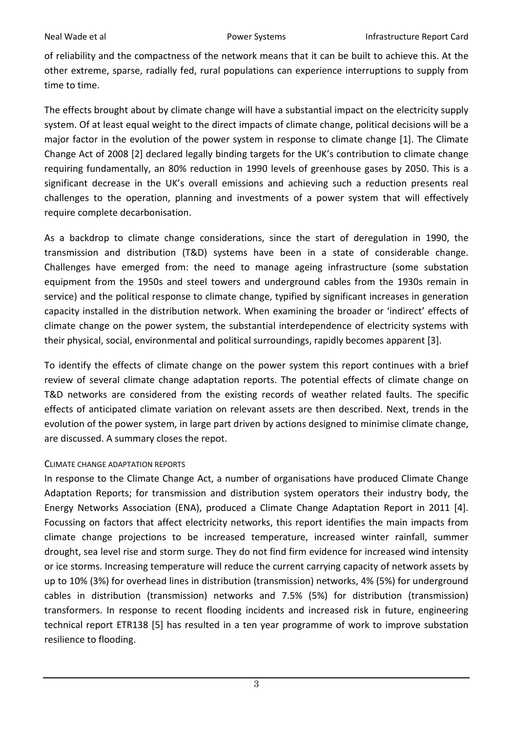of reliability and the compactness of the network means that it can be built to achieve this. At the other extreme, sparse, radially fed, rural populations can experience interruptions to supply from time to time.

The effects brought about by climate change will have a substantial impact on the electricity supply system. Of at least equal weight to the direct impacts of climate change, political decisions will be a major factor in the evolution of the power system in response to climate change [1]. The Climate Change Act of 2008 [2] declared legally binding targets for the UK's contribution to climate change requiring fundamentally, an 80% reduction in 1990 levels of greenhouse gases by 2050. This is a significant decrease in the UK's overall emissions and achieving such a reduction presents real challenges to the operation, planning and investments of a power system that will effectively require complete decarbonisation.

As a backdrop to climate change considerations, since the start of deregulation in 1990, the transmission and distribution (T&D) systems have been in a state of considerable change. Challenges have emerged from: the need to manage ageing infrastructure (some substation equipment from the 1950s and steel towers and underground cables from the 1930s remain in service) and the political response to climate change, typified by significant increases in generation capacity installed in the distribution network. When examining the broader or 'indirect' effects of climate change on the power system, the substantial interdependence of electricity systems with their physical, social, environmental and political surroundings, rapidly becomes apparent [3].

To identify the effects of climate change on the power system this report continues with a brief review of several climate change adaptation reports. The potential effects of climate change on T&D networks are considered from the existing records of weather related faults. The specific effects of anticipated climate variation on relevant assets are then described. Next, trends in the evolution of the power system, in large part driven by actions designed to minimise climate change, are discussed. A summary closes the repot.

## Climate change adaptation reports

In response to the Climate Change Act, a number of organisations have produced Climate Change Adaptation Reports; for transmission and distribution system operators their industry body, the Energy Networks Association (ENA), produced a Climate Change Adaptation Report in 2011 [4]. Focussing on factors that affect electricity networks, this report identifies the main impacts from climate change projections to be increased temperature, increased winter rainfall, summer drought, sea level rise and storm surge. They do not find firm evidence for increased wind intensity or ice storms. Increasing temperature will reduce the current carrying capacity of network assets by up to 10% (3%) for overhead lines in distribution (transmission) networks, 4% (5%) for underground cables in distribution (transmission) networks and 7.5% (5%) for distribution (transmission) transformers. In response to recent flooding incidents and increased risk in future, engineering technical report ETR138 [5] has resulted in a ten year programme of work to improve substation resilience to flooding.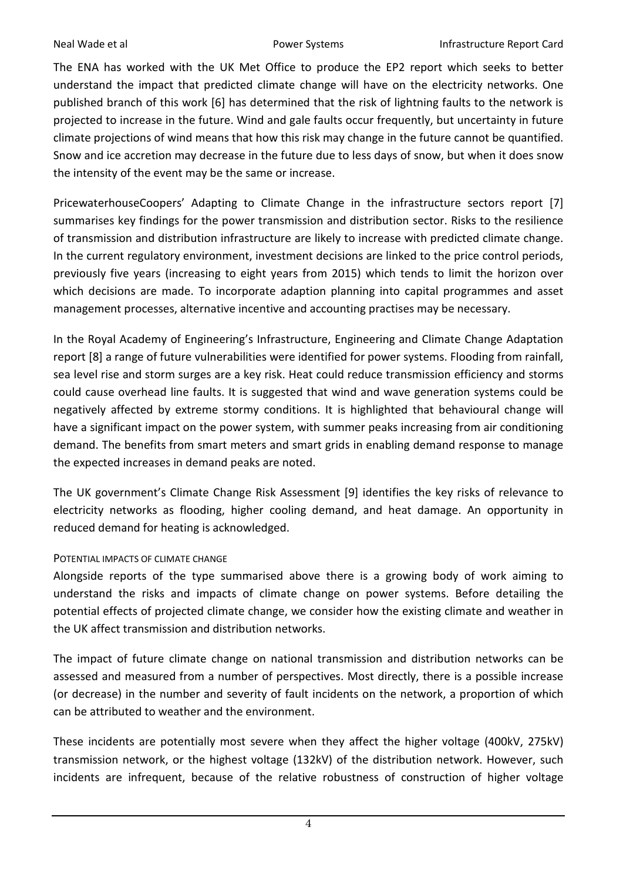The ENA has worked with the UK Met Office to produce the EP2 report which seeks to better understand the impact that predicted climate change will have on the electricity networks. One published branch of this work [6] has determined that the risk of lightning faults to the network is projected to increase in the future. Wind and gale faults occur frequently, but uncertainty in future climate projections of wind means that how this risk may change in the future cannot be quantified. Snow and ice accretion may decrease in the future due to less days of snow, but when it does snow the intensity of the event may be the same or increase.

PricewaterhouseCoopers' Adapting to Climate Change in the infrastructure sectors report [7] summarises key findings for the power transmission and distribution sector. Risks to the resilience of transmission and distribution infrastructure are likely to increase with predicted climate change. In the current regulatory environment, investment decisions are linked to the price control periods, previously five years (increasing to eight years from 2015) which tends to limit the horizon over which decisions are made. To incorporate adaption planning into capital programmes and asset management processes, alternative incentive and accounting practises may be necessary.

In the Royal Academy of Engineering's Infrastructure, Engineering and Climate Change Adaptation report [8] a range of future vulnerabilities were identified for power systems. Flooding from rainfall, sea level rise and storm surges are a key risk. Heat could reduce transmission efficiency and storms could cause overhead line faults. It is suggested that wind and wave generation systems could be negatively affected by extreme stormy conditions. It is highlighted that behavioural change will have a significant impact on the power system, with summer peaks increasing from air conditioning demand. The benefits from smart meters and smart grids in enabling demand response to manage the expected increases in demand peaks are noted.

The UK government's Climate Change Risk Assessment [9] identifies the key risks of relevance to electricity networks as flooding, higher cooling demand, and heat damage. An opportunity in reduced demand for heating is acknowledged.

### Potential impacts of climate change

Alongside reports of the type summarised above there is a growing body of work aiming to understand the risks and impacts of climate change on power systems. Before detailing the potential effects of projected climate change, we consider how the existing climate and weather in the UK affect transmission and distribution networks.

The impact of future climate change on national transmission and distribution networks can be assessed and measured from a number of perspectives. Most directly, there is a possible increase (or decrease) in the number and severity of fault incidents on the network, a proportion of which can be attributed to weather and the environment.

These incidents are potentially most severe when they affect the higher voltage (400kV, 275kV) transmission network, or the highest voltage (132kV) of the distribution network. However, such incidents are infrequent, because of the relative robustness of construction of higher voltage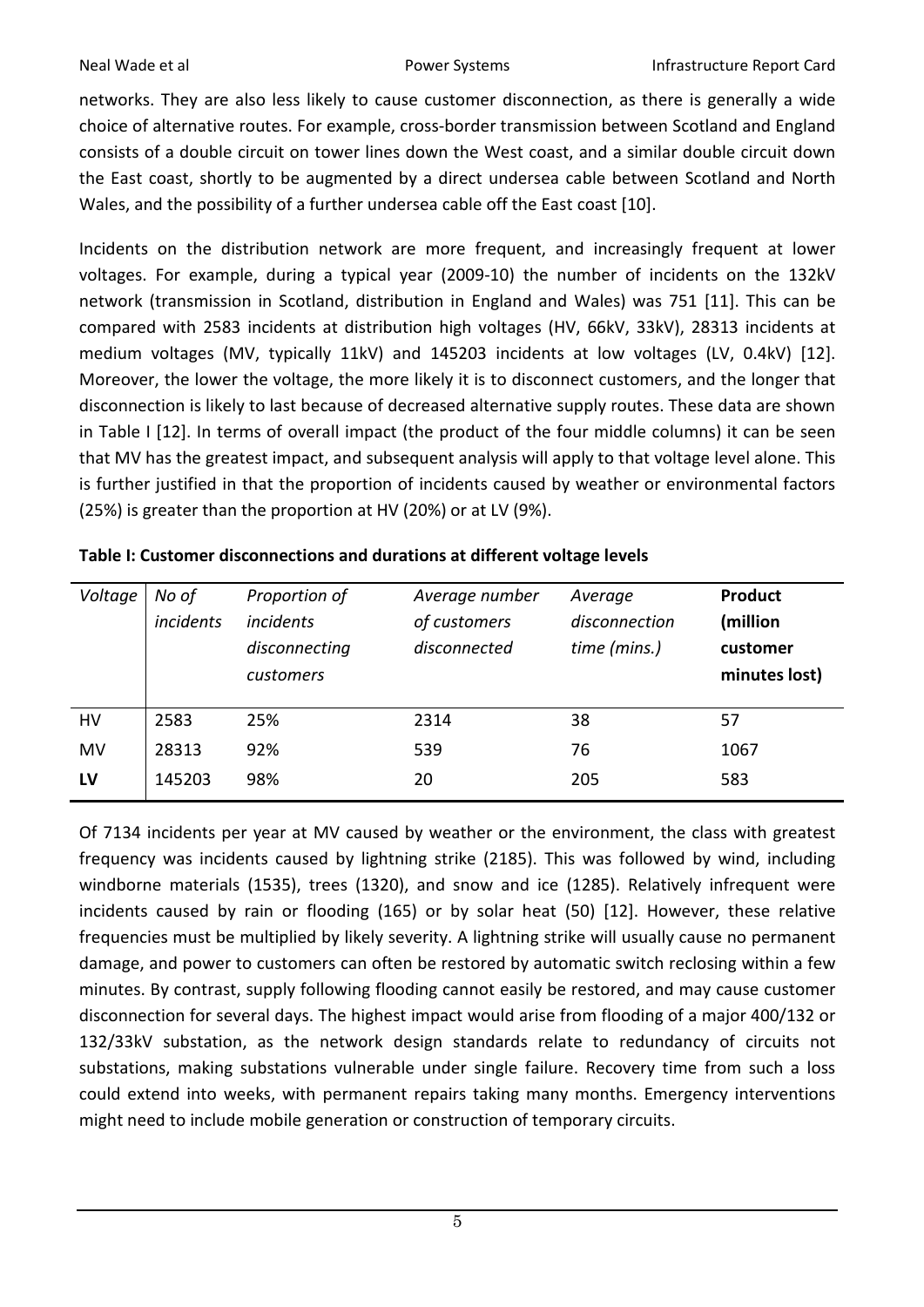networks. They are also less likely to cause customer disconnection, as there is generally a wide choice of alternative routes. For example, cross-border transmission between Scotland and England consists of a double circuit on tower lines down the West coast, and a similar double circuit down the East coast, shortly to be augmented by a direct undersea cable between Scotland and North Wales, and the possibility of a further undersea cable off the East coast [10].

Incidents on the distribution network are more frequent, and increasingly frequent at lower voltages. For example, during a typical year (2009-10) the number of incidents on the 132kV network (transmission in Scotland, distribution in England and Wales) was 751 [11]. This can be compared with 2583 incidents at distribution high voltages (HV, 66kV, 33kV), 28313 incidents at medium voltages (MV, typically 11kV) and 145203 incidents at low voltages (LV, 0.4kV) [12]. Moreover, the lower the voltage, the more likely it is to disconnect customers, and the longer that disconnection is likely to last because of decreased alternative supply routes. These data are shown in Table I [12]. In terms of overall impact (the product of the four middle columns) it can be seen that MV has the greatest impact, and subsequent analysis will apply to that voltage level alone. This is further justified in that the proportion of incidents caused by weather or environmental factors (25%) is greater than the proportion at HV (20%) or at LV (9%).

**Table I: Customer disconnections and durations at different voltage levels**

| *Voltage* | *No of incidents* | *Proportion of incidents disconnecting customers* | *Average number of customers disconnected* | *Average disconnection time (mins.)* | **Product (million customer minutes lost)** |
|---|---|---|---|---|---|
| HV | 2583 | 25% | 2314 | 38 | 57 |
| MV | 28313 | 92% | 539 | 76 | 1067 |
| **LV** | 145203 | 98% | 20 | 205 | 583 |

Of 7134 incidents per year at MV caused by weather or the environment, the class with greatest frequency was incidents caused by lightning strike (2185). This was followed by wind, including windborne materials (1535), trees (1320), and snow and ice (1285). Relatively infrequent were incidents caused by rain or flooding (165) or by solar heat (50) [12]. However, these relative frequencies must be multiplied by likely severity. A lightning strike will usually cause no permanent damage, and power to customers can often be restored by automatic switch reclosing within a few minutes. By contrast, supply following flooding cannot easily be restored, and may cause customer disconnection for several days. The highest impact would arise from flooding of a major 400/132 or 132/33kV substation, as the network design standards relate to redundancy of circuits not substations, making substations vulnerable under single failure. Recovery time from such a loss could extend into weeks, with permanent repairs taking many months. Emergency interventions might need to include mobile generation or construction of temporary circuits.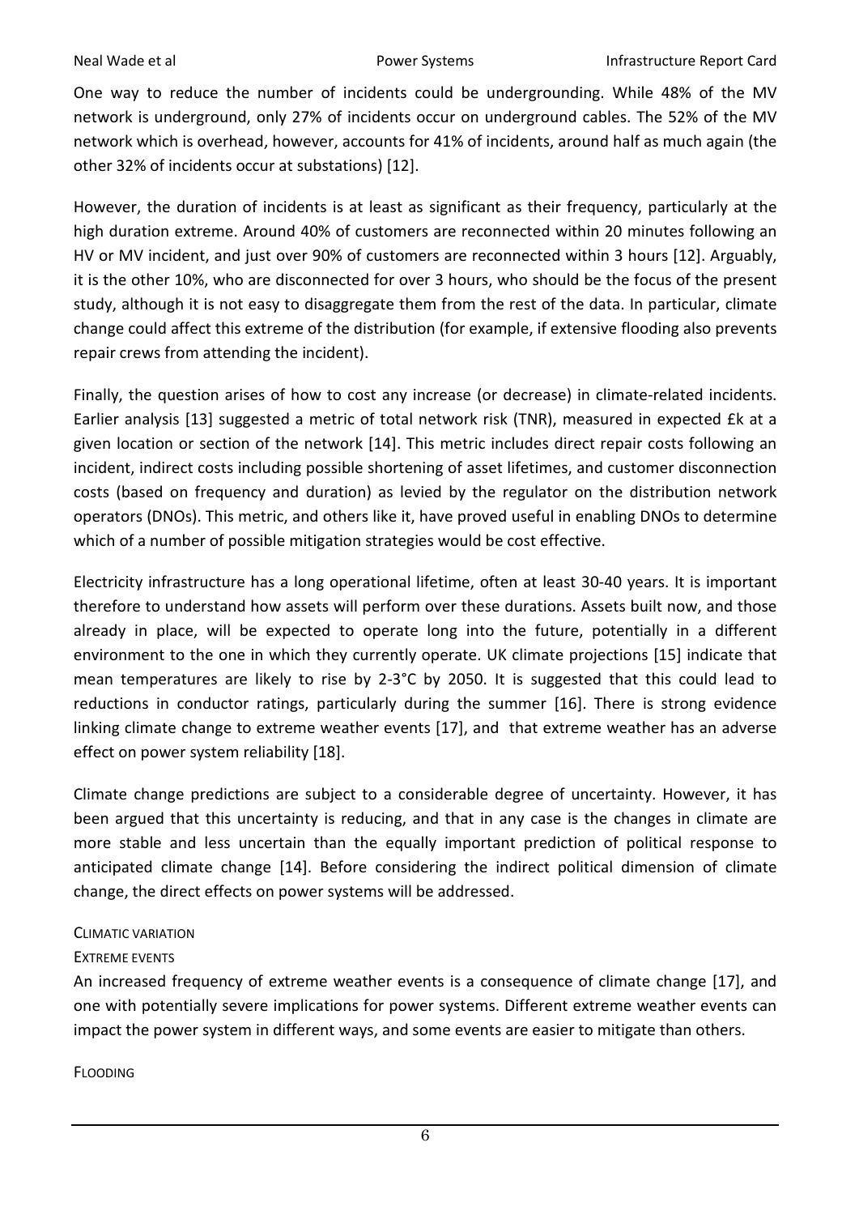One way to reduce the number of incidents could be undergrounding. While 48% of the MV network is underground, only 27% of incidents occur on underground cables. The 52% of the MV network which is overhead, however, accounts for 41% of incidents, around half as much again (the other 32% of incidents occur at substations) [12].

However, the duration of incidents is at least as significant as their frequency, particularly at the high duration extreme. Around 40% of customers are reconnected within 20 minutes following an HV or MV incident, and just over 90% of customers are reconnected within 3 hours [12]. Arguably, it is the other 10%, who are disconnected for over 3 hours, who should be the focus of the present study, although it is not easy to disaggregate them from the rest of the data. In particular, climate change could affect this extreme of the distribution (for example, if extensive flooding also prevents repair crews from attending the incident).

Finally, the question arises of how to cost any increase (or decrease) in climate-related incidents. Earlier analysis [13] suggested a metric of total network risk (TNR), measured in expected £k at a given location or section of the network [14]. This metric includes direct repair costs following an incident, indirect costs including possible shortening of asset lifetimes, and customer disconnection costs (based on frequency and duration) as levied by the regulator on the distribution network operators (DNOs). This metric, and others like it, have proved useful in enabling DNOs to determine which of a number of possible mitigation strategies would be cost effective.

Electricity infrastructure has a long operational lifetime, often at least 30-40 years. It is important therefore to understand how assets will perform over these durations. Assets built now, and those already in place, will be expected to operate long into the future, potentially in a different environment to the one in which they currently operate. UK climate projections [15] indicate that mean temperatures are likely to rise by 2-3°C by 2050. It is suggested that this could lead to reductions in conductor ratings, particularly during the summer [16]. There is strong evidence linking climate change to extreme weather events [17], and that extreme weather has an adverse effect on power system reliability [18].

Climate change predictions are subject to a considerable degree of uncertainty. However, it has been argued that this uncertainty is reducing, and that in any case is the changes in climate are more stable and less uncertain than the equally important prediction of political response to anticipated climate change [14]. Before considering the indirect political dimension of climate change, the direct effects on power systems will be addressed.

## Climatic variation

### Extreme events

An increased frequency of extreme weather events is a consequence of climate change [17], and one with potentially severe implications for power systems. Different extreme weather events can impact the power system in different ways, and some events are easier to mitigate than others.

#### Flooding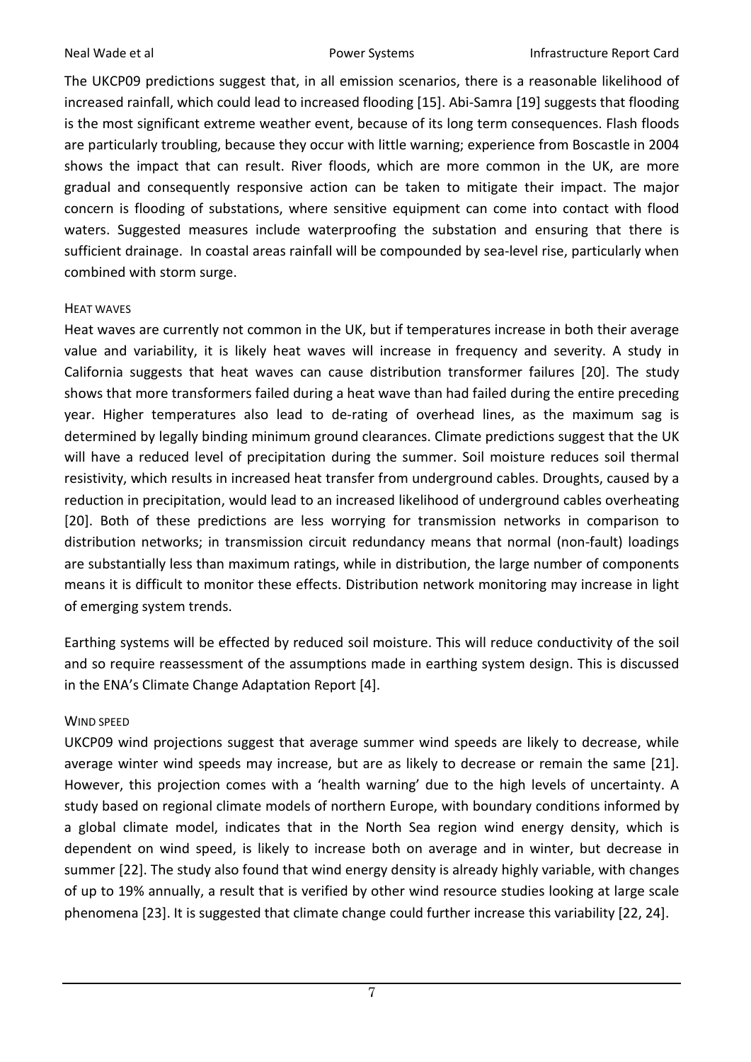The UKCP09 predictions suggest that, in all emission scenarios, there is a reasonable likelihood of increased rainfall, which could lead to increased flooding [15]. Abi-Samra [19] suggests that flooding is the most significant extreme weather event, because of its long term consequences. Flash floods are particularly troubling, because they occur with little warning; experience from Boscastle in 2004 shows the impact that can result. River floods, which are more common in the UK, are more gradual and consequently responsive action can be taken to mitigate their impact. The major concern is flooding of substations, where sensitive equipment can come into contact with flood waters. Suggested measures include waterproofing the substation and ensuring that there is sufficient drainage. In coastal areas rainfall will be compounded by sea-level rise, particularly when combined with storm surge.

### Heat waves

Heat waves are currently not common in the UK, but if temperatures increase in both their average value and variability, it is likely heat waves will increase in frequency and severity. A study in California suggests that heat waves can cause distribution transformer failures [20]. The study shows that more transformers failed during a heat wave than had failed during the entire preceding year. Higher temperatures also lead to de-rating of overhead lines, as the maximum sag is determined by legally binding minimum ground clearances. Climate predictions suggest that the UK will have a reduced level of precipitation during the summer. Soil moisture reduces soil thermal resistivity, which results in increased heat transfer from underground cables. Droughts, caused by a reduction in precipitation, would lead to an increased likelihood of underground cables overheating [20]. Both of these predictions are less worrying for transmission networks in comparison to distribution networks; in transmission circuit redundancy means that normal (non-fault) loadings are substantially less than maximum ratings, while in distribution, the large number of components means it is difficult to monitor these effects. Distribution network monitoring may increase in light of emerging system trends.

Earthing systems will be effected by reduced soil moisture. This will reduce conductivity of the soil and so require reassessment of the assumptions made in earthing system design. This is discussed in the ENA's Climate Change Adaptation Report [4].

### Wind speed

UKCP09 wind projections suggest that average summer wind speeds are likely to decrease, while average winter wind speeds may increase, but are as likely to decrease or remain the same [21]. However, this projection comes with a 'health warning' due to the high levels of uncertainty. A study based on regional climate models of northern Europe, with boundary conditions informed by a global climate model, indicates that in the North Sea region wind energy density, which is dependent on wind speed, is likely to increase both on average and in winter, but decrease in summer [22]. The study also found that wind energy density is already highly variable, with changes of up to 19% annually, a result that is verified by other wind resource studies looking at large scale phenomena [23]. It is suggested that climate change could further increase this variability [22, 24].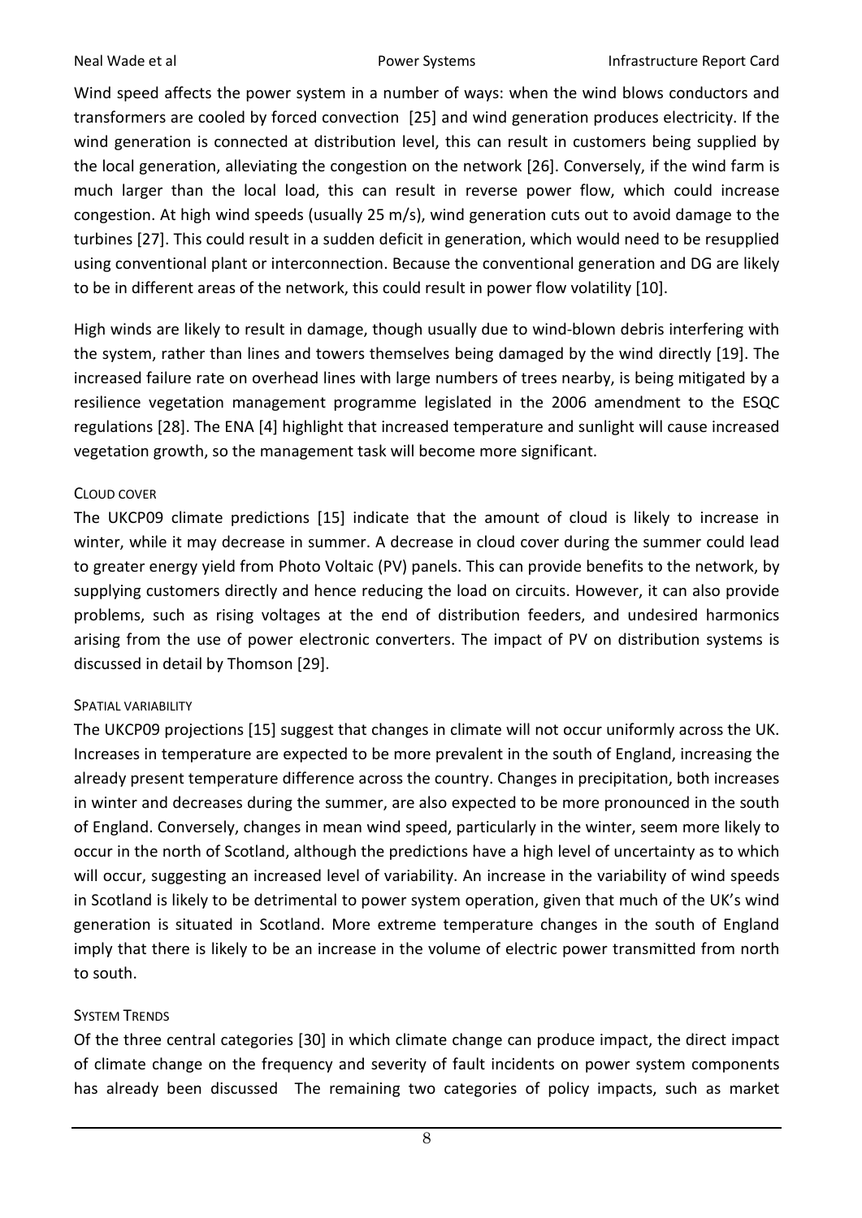Wind speed affects the power system in a number of ways: when the wind blows conductors and transformers are cooled by forced convection [25] and wind generation produces electricity. If the wind generation is connected at distribution level, this can result in customers being supplied by the local generation, alleviating the congestion on the network [26]. Conversely, if the wind farm is much larger than the local load, this can result in reverse power flow, which could increase congestion. At high wind speeds (usually 25 m/s), wind generation cuts out to avoid damage to the turbines [27]. This could result in a sudden deficit in generation, which would need to be resupplied using conventional plant or interconnection. Because the conventional generation and DG are likely to be in different areas of the network, this could result in power flow volatility [10].

High winds are likely to result in damage, though usually due to wind-blown debris interfering with the system, rather than lines and towers themselves being damaged by the wind directly [19]. The increased failure rate on overhead lines with large numbers of trees nearby, is being mitigated by a resilience vegetation management programme legislated in the 2006 amendment to the ESQC regulations [28]. The ENA [4] highlight that increased temperature and sunlight will cause increased vegetation growth, so the management task will become more significant.

#### Cloud cover

The UKCP09 climate predictions [15] indicate that the amount of cloud is likely to increase in winter, while it may decrease in summer. A decrease in cloud cover during the summer could lead to greater energy yield from Photo Voltaic (PV) panels. This can provide benefits to the network, by supplying customers directly and hence reducing the load on circuits. However, it can also provide problems, such as rising voltages at the end of distribution feeders, and undesired harmonics arising from the use of power electronic converters. The impact of PV on distribution systems is discussed in detail by Thomson [29].

#### Spatial variability

The UKCP09 projections [15] suggest that changes in climate will not occur uniformly across the UK. Increases in temperature are expected to be more prevalent in the south of England, increasing the already present temperature difference across the country. Changes in precipitation, both increases in winter and decreases during the summer, are also expected to be more pronounced in the south of England. Conversely, changes in mean wind speed, particularly in the winter, seem more likely to occur in the north of Scotland, although the predictions have a high level of uncertainty as to which will occur, suggesting an increased level of variability. An increase in the variability of wind speeds in Scotland is likely to be detrimental to power system operation, given that much of the UK's wind generation is situated in Scotland. More extreme temperature changes in the south of England imply that there is likely to be an increase in the volume of electric power transmitted from north to south.

#### System Trends

Of the three central categories [30] in which climate change can produce impact, the direct impact of climate change on the frequency and severity of fault incidents on power system components has already been discussed The remaining two categories of policy impacts, such as market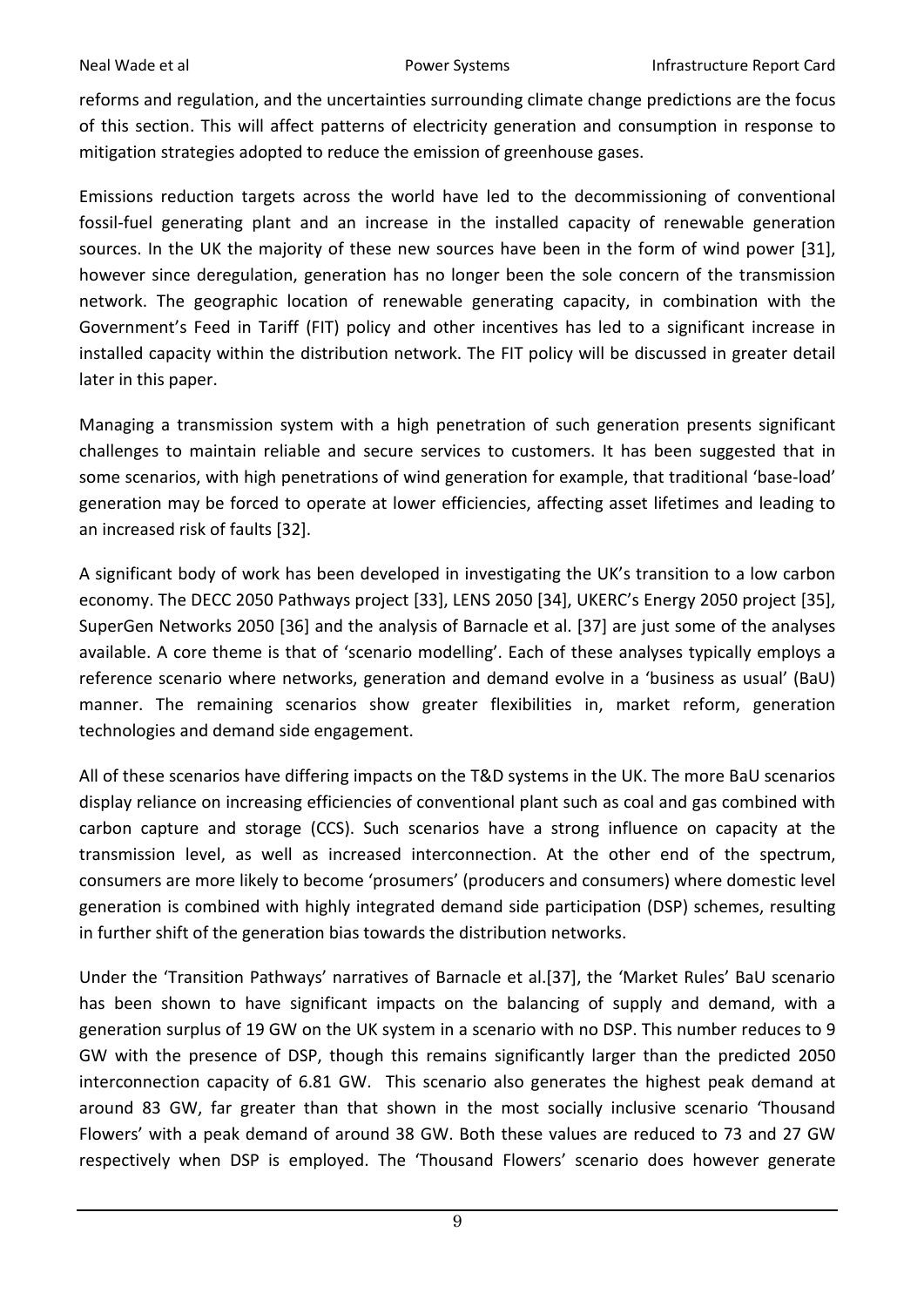reforms and regulation, and the uncertainties surrounding climate change predictions are the focus of this section. This will affect patterns of electricity generation and consumption in response to mitigation strategies adopted to reduce the emission of greenhouse gases.

Emissions reduction targets across the world have led to the decommissioning of conventional fossil-fuel generating plant and an increase in the installed capacity of renewable generation sources. In the UK the majority of these new sources have been in the form of wind power [31], however since deregulation, generation has no longer been the sole concern of the transmission network. The geographic location of renewable generating capacity, in combination with the Government's Feed in Tariff (FIT) policy and other incentives has led to a significant increase in installed capacity within the distribution network. The FIT policy will be discussed in greater detail later in this paper.

Managing a transmission system with a high penetration of such generation presents significant challenges to maintain reliable and secure services to customers. It has been suggested that in some scenarios, with high penetrations of wind generation for example, that traditional 'base-load' generation may be forced to operate at lower efficiencies, affecting asset lifetimes and leading to an increased risk of faults [32].

A significant body of work has been developed in investigating the UK's transition to a low carbon economy. The DECC 2050 Pathways project [33], LENS 2050 [34], UKERC's Energy 2050 project [35], SuperGen Networks 2050 [36] and the analysis of Barnacle et al. [37] are just some of the analyses available. A core theme is that of 'scenario modelling'. Each of these analyses typically employs a reference scenario where networks, generation and demand evolve in a 'business as usual' (BaU) manner. The remaining scenarios show greater flexibilities in, market reform, generation technologies and demand side engagement.

All of these scenarios have differing impacts on the T&D systems in the UK. The more BaU scenarios display reliance on increasing efficiencies of conventional plant such as coal and gas combined with carbon capture and storage (CCS). Such scenarios have a strong influence on capacity at the transmission level, as well as increased interconnection. At the other end of the spectrum, consumers are more likely to become 'prosumers' (producers and consumers) where domestic level generation is combined with highly integrated demand side participation (DSP) schemes, resulting in further shift of the generation bias towards the distribution networks.

Under the 'Transition Pathways' narratives of Barnacle et al.[37], the 'Market Rules' BaU scenario has been shown to have significant impacts on the balancing of supply and demand, with a generation surplus of 19 GW on the UK system in a scenario with no DSP. This number reduces to 9 GW with the presence of DSP, though this remains significantly larger than the predicted 2050 interconnection capacity of 6.81 GW. This scenario also generates the highest peak demand at around 83 GW, far greater than that shown in the most socially inclusive scenario 'Thousand Flowers' with a peak demand of around 38 GW. Both these values are reduced to 73 and 27 GW respectively when DSP is employed. The 'Thousand Flowers' scenario does however generate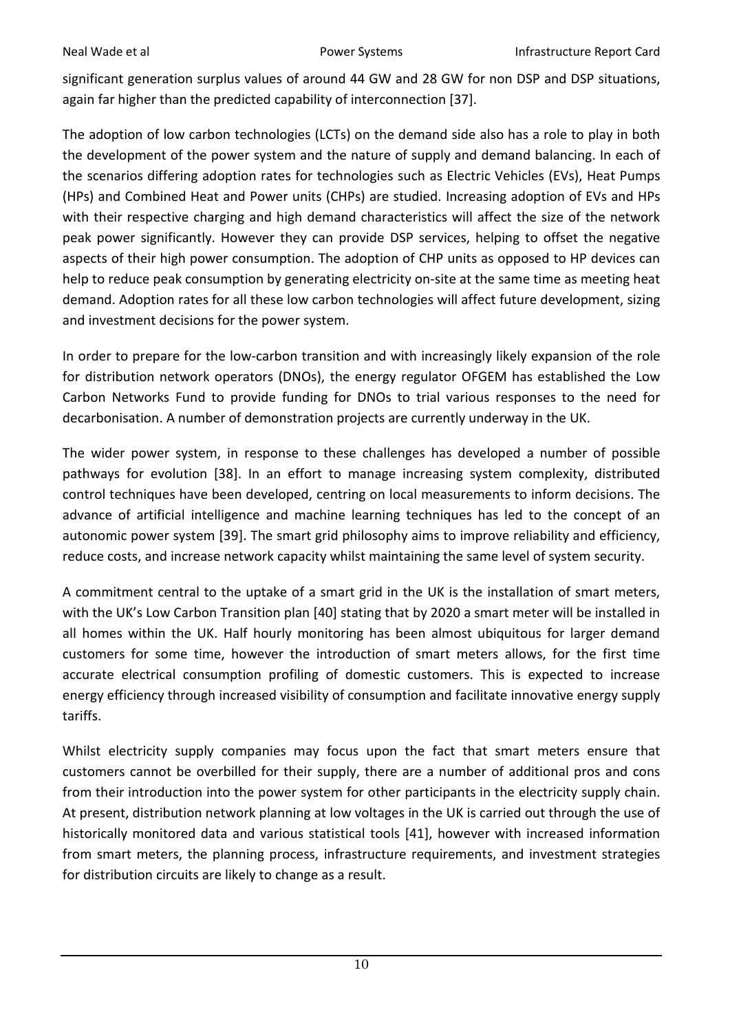significant generation surplus values of around 44 GW and 28 GW for non DSP and DSP situations, again far higher than the predicted capability of interconnection [37].

The adoption of low carbon technologies (LCTs) on the demand side also has a role to play in both the development of the power system and the nature of supply and demand balancing. In each of the scenarios differing adoption rates for technologies such as Electric Vehicles (EVs), Heat Pumps (HPs) and Combined Heat and Power units (CHPs) are studied. Increasing adoption of EVs and HPs with their respective charging and high demand characteristics will affect the size of the network peak power significantly. However they can provide DSP services, helping to offset the negative aspects of their high power consumption. The adoption of CHP units as opposed to HP devices can help to reduce peak consumption by generating electricity on-site at the same time as meeting heat demand. Adoption rates for all these low carbon technologies will affect future development, sizing and investment decisions for the power system.

In order to prepare for the low-carbon transition and with increasingly likely expansion of the role for distribution network operators (DNOs), the energy regulator OFGEM has established the Low Carbon Networks Fund to provide funding for DNOs to trial various responses to the need for decarbonisation. A number of demonstration projects are currently underway in the UK.

The wider power system, in response to these challenges has developed a number of possible pathways for evolution [38]. In an effort to manage increasing system complexity, distributed control techniques have been developed, centring on local measurements to inform decisions. The advance of artificial intelligence and machine learning techniques has led to the concept of an autonomic power system [39]. The smart grid philosophy aims to improve reliability and efficiency, reduce costs, and increase network capacity whilst maintaining the same level of system security.

A commitment central to the uptake of a smart grid in the UK is the installation of smart meters, with the UK's Low Carbon Transition plan [40] stating that by 2020 a smart meter will be installed in all homes within the UK. Half hourly monitoring has been almost ubiquitous for larger demand customers for some time, however the introduction of smart meters allows, for the first time accurate electrical consumption profiling of domestic customers. This is expected to increase energy efficiency through increased visibility of consumption and facilitate innovative energy supply tariffs.

Whilst electricity supply companies may focus upon the fact that smart meters ensure that customers cannot be overbilled for their supply, there are a number of additional pros and cons from their introduction into the power system for other participants in the electricity supply chain. At present, distribution network planning at low voltages in the UK is carried out through the use of historically monitored data and various statistical tools [41], however with increased information from smart meters, the planning process, infrastructure requirements, and investment strategies for distribution circuits are likely to change as a result.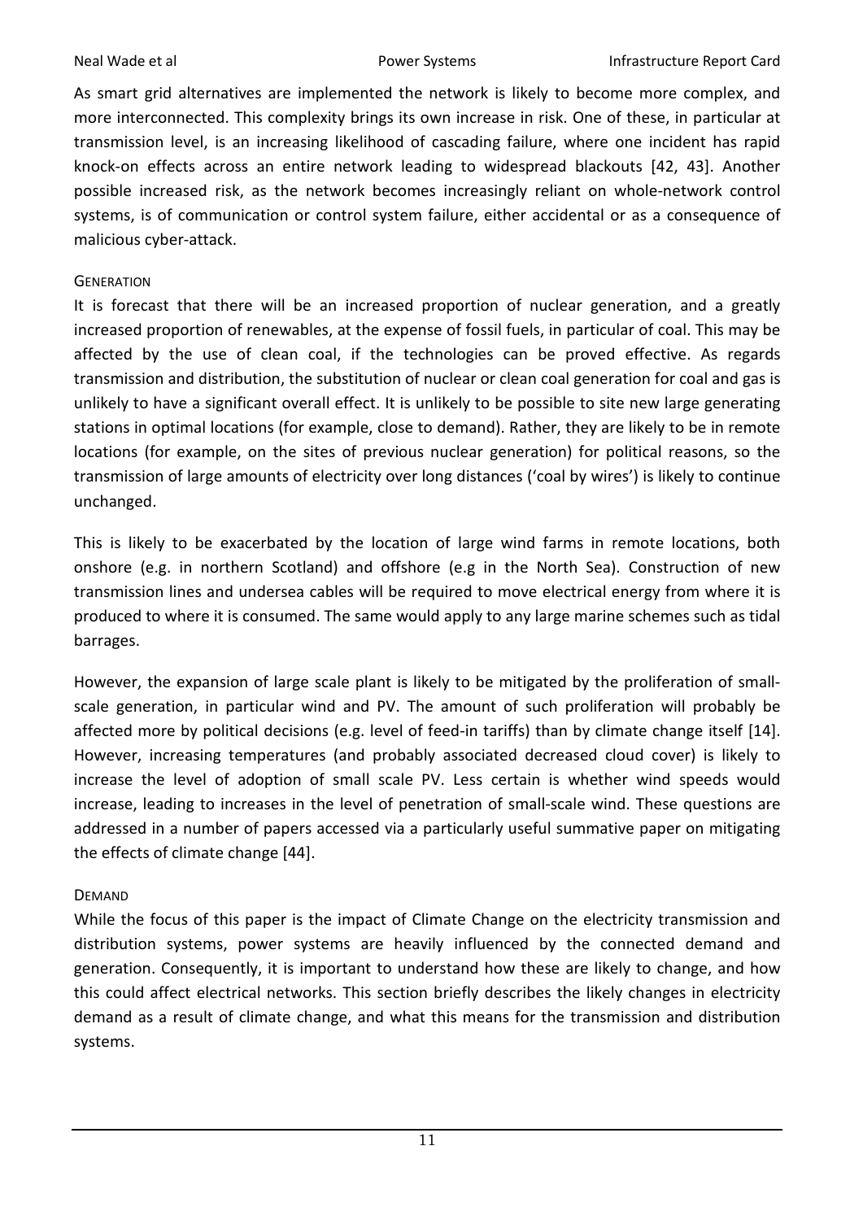As smart grid alternatives are implemented the network is likely to become more complex, and more interconnected. This complexity brings its own increase in risk. One of these, in particular at transmission level, is an increasing likelihood of cascading failure, where one incident has rapid knock-on effects across an entire network leading to widespread blackouts [42, 43]. Another possible increased risk, as the network becomes increasingly reliant on whole-network control systems, is of communication or control system failure, either accidental or as a consequence of malicious cyber-attack.

### Generation

It is forecast that there will be an increased proportion of nuclear generation, and a greatly increased proportion of renewables, at the expense of fossil fuels, in particular of coal. This may be affected by the use of clean coal, if the technologies can be proved effective. As regards transmission and distribution, the substitution of nuclear or clean coal generation for coal and gas is unlikely to have a significant overall effect. It is unlikely to be possible to site new large generating stations in optimal locations (for example, close to demand). Rather, they are likely to be in remote locations (for example, on the sites of previous nuclear generation) for political reasons, so the transmission of large amounts of electricity over long distances ('coal by wires') is likely to continue unchanged.

This is likely to be exacerbated by the location of large wind farms in remote locations, both onshore (e.g. in northern Scotland) and offshore (e.g in the North Sea). Construction of new transmission lines and undersea cables will be required to move electrical energy from where it is produced to where it is consumed. The same would apply to any large marine schemes such as tidal barrages.

However, the expansion of large scale plant is likely to be mitigated by the proliferation of small-scale generation, in particular wind and PV. The amount of such proliferation will probably be affected more by political decisions (e.g. level of feed-in tariffs) than by climate change itself [14]. However, increasing temperatures (and probably associated decreased cloud cover) is likely to increase the level of adoption of small scale PV. Less certain is whether wind speeds would increase, leading to increases in the level of penetration of small-scale wind. These questions are addressed in a number of papers accessed via a particularly useful summative paper on mitigating the effects of climate change [44].

### Demand

While the focus of this paper is the impact of Climate Change on the electricity transmission and distribution systems, power systems are heavily influenced by the connected demand and generation. Consequently, it is important to understand how these are likely to change, and how this could affect electrical networks. This section briefly describes the likely changes in electricity demand as a result of climate change, and what this means for the transmission and distribution systems.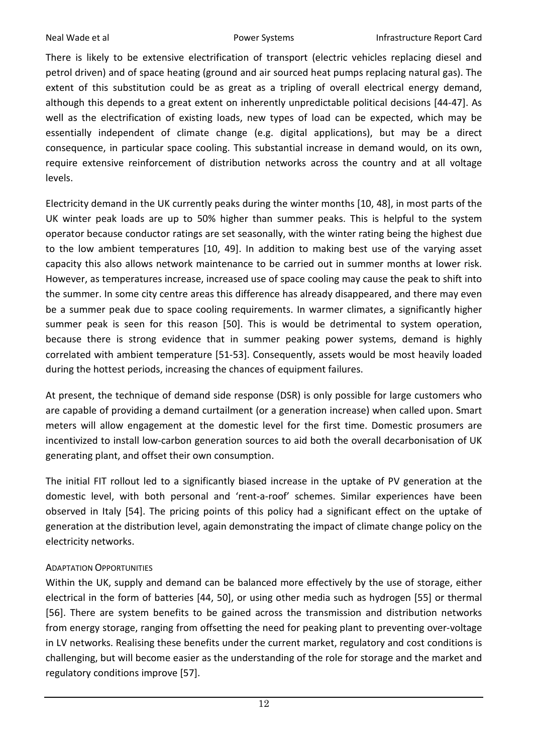There is likely to be extensive electrification of transport (electric vehicles replacing diesel and petrol driven) and of space heating (ground and air sourced heat pumps replacing natural gas). The extent of this substitution could be as great as a tripling of overall electrical energy demand, although this depends to a great extent on inherently unpredictable political decisions [44-47]. As well as the electrification of existing loads, new types of load can be expected, which may be essentially independent of climate change (e.g. digital applications), but may be a direct consequence, in particular space cooling. This substantial increase in demand would, on its own, require extensive reinforcement of distribution networks across the country and at all voltage levels.

Electricity demand in the UK currently peaks during the winter months [10, 48], in most parts of the UK winter peak loads are up to 50% higher than summer peaks. This is helpful to the system operator because conductor ratings are set seasonally, with the winter rating being the highest due to the low ambient temperatures [10, 49]. In addition to making best use of the varying asset capacity this also allows network maintenance to be carried out in summer months at lower risk. However, as temperatures increase, increased use of space cooling may cause the peak to shift into the summer. In some city centre areas this difference has already disappeared, and there may even be a summer peak due to space cooling requirements. In warmer climates, a significantly higher summer peak is seen for this reason [50]. This is would be detrimental to system operation, because there is strong evidence that in summer peaking power systems, demand is highly correlated with ambient temperature [51-53]. Consequently, assets would be most heavily loaded during the hottest periods, increasing the chances of equipment failures.

At present, the technique of demand side response (DSR) is only possible for large customers who are capable of providing a demand curtailment (or a generation increase) when called upon. Smart meters will allow engagement at the domestic level for the first time. Domestic prosumers are incentivized to install low-carbon generation sources to aid both the overall decarbonisation of UK generating plant, and offset their own consumption.

The initial FIT rollout led to a significantly biased increase in the uptake of PV generation at the domestic level, with both personal and 'rent-a-roof' schemes. Similar experiences have been observed in Italy [54]. The pricing points of this policy had a significant effect on the uptake of generation at the distribution level, again demonstrating the impact of climate change policy on the electricity networks.

#### Adaptation Opportunities

Within the UK, supply and demand can be balanced more effectively by the use of storage, either electrical in the form of batteries [44, 50], or using other media such as hydrogen [55] or thermal [56]. There are system benefits to be gained across the transmission and distribution networks from energy storage, ranging from offsetting the need for peaking plant to preventing over-voltage in LV networks. Realising these benefits under the current market, regulatory and cost conditions is challenging, but will become easier as the understanding of the role for storage and the market and regulatory conditions improve [57].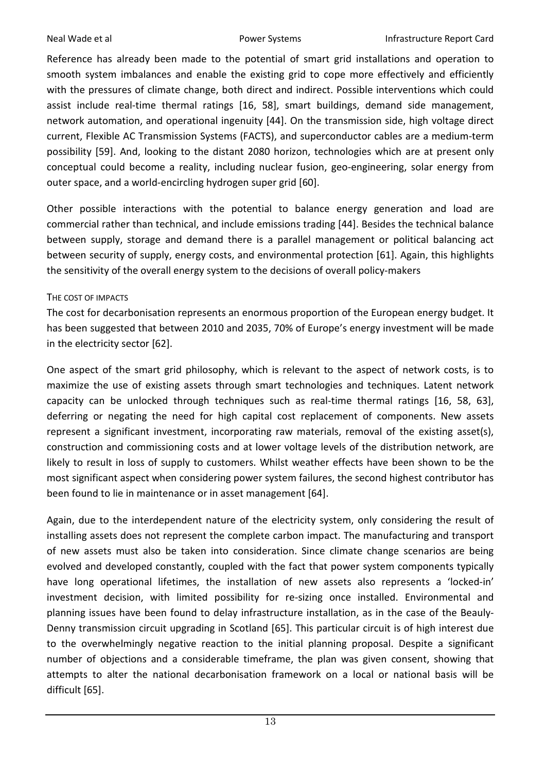Reference has already been made to the potential of smart grid installations and operation to smooth system imbalances and enable the existing grid to cope more effectively and efficiently with the pressures of climate change, both direct and indirect. Possible interventions which could assist include real-time thermal ratings [16, 58], smart buildings, demand side management, network automation, and operational ingenuity [44]. On the transmission side, high voltage direct current, Flexible AC Transmission Systems (FACTS), and superconductor cables are a medium-term possibility [59]. And, looking to the distant 2080 horizon, technologies which are at present only conceptual could become a reality, including nuclear fusion, geo-engineering, solar energy from outer space, and a world-encircling hydrogen super grid [60].

Other possible interactions with the potential to balance energy generation and load are commercial rather than technical, and include emissions trading [44]. Besides the technical balance between supply, storage and demand there is a parallel management or political balancing act between security of supply, energy costs, and environmental protection [61]. Again, this highlights the sensitivity of the overall energy system to the decisions of overall policy-makers

#### THE COST OF IMPACTS

The cost for decarbonisation represents an enormous proportion of the European energy budget. It has been suggested that between 2010 and 2035, 70% of Europe's energy investment will be made in the electricity sector [62].

One aspect of the smart grid philosophy, which is relevant to the aspect of network costs, is to maximize the use of existing assets through smart technologies and techniques. Latent network capacity can be unlocked through techniques such as real-time thermal ratings [16, 58, 63], deferring or negating the need for high capital cost replacement of components. New assets represent a significant investment, incorporating raw materials, removal of the existing asset(s), construction and commissioning costs and at lower voltage levels of the distribution network, are likely to result in loss of supply to customers. Whilst weather effects have been shown to be the most significant aspect when considering power system failures, the second highest contributor has been found to lie in maintenance or in asset management [64].

Again, due to the interdependent nature of the electricity system, only considering the result of installing assets does not represent the complete carbon impact. The manufacturing and transport of new assets must also be taken into consideration. Since climate change scenarios are being evolved and developed constantly, coupled with the fact that power system components typically have long operational lifetimes, the installation of new assets also represents a 'locked-in' investment decision, with limited possibility for re-sizing once installed. Environmental and planning issues have been found to delay infrastructure installation, as in the case of the Beauly-Denny transmission circuit upgrading in Scotland [65]. This particular circuit is of high interest due to the overwhelmingly negative reaction to the initial planning proposal. Despite a significant number of objections and a considerable timeframe, the plan was given consent, showing that attempts to alter the national decarbonisation framework on a local or national basis will be difficult [65].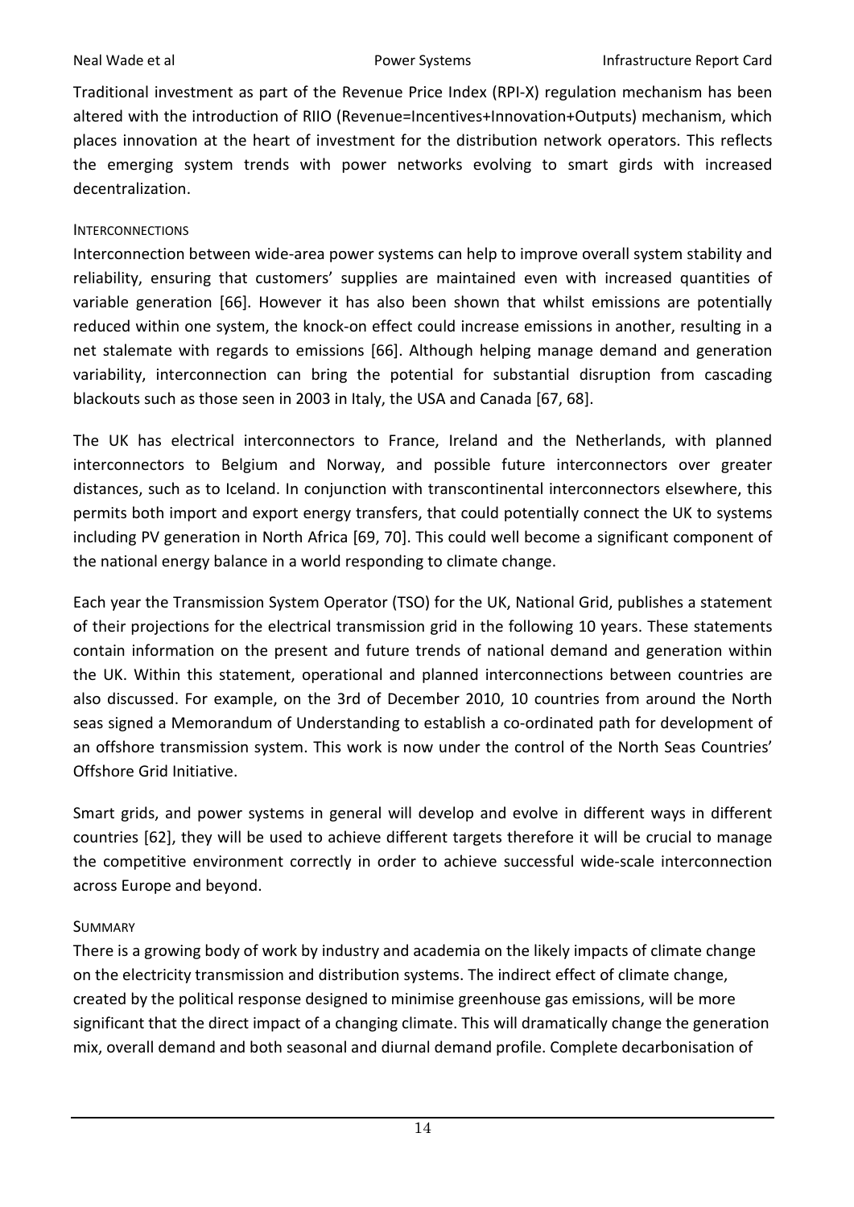Traditional investment as part of the Revenue Price Index (RPI-X) regulation mechanism has been altered with the introduction of RIIO (Revenue=Incentives+Innovation+Outputs) mechanism, which places innovation at the heart of investment for the distribution network operators. This reflects the emerging system trends with power networks evolving to smart girds with increased decentralization.

### INTERCONNECTIONS

Interconnection between wide-area power systems can help to improve overall system stability and reliability, ensuring that customers' supplies are maintained even with increased quantities of variable generation [66]. However it has also been shown that whilst emissions are potentially reduced within one system, the knock-on effect could increase emissions in another, resulting in a net stalemate with regards to emissions [66]. Although helping manage demand and generation variability, interconnection can bring the potential for substantial disruption from cascading blackouts such as those seen in 2003 in Italy, the USA and Canada [67, 68].

The UK has electrical interconnectors to France, Ireland and the Netherlands, with planned interconnectors to Belgium and Norway, and possible future interconnectors over greater distances, such as to Iceland. In conjunction with transcontinental interconnectors elsewhere, this permits both import and export energy transfers, that could potentially connect the UK to systems including PV generation in North Africa [69, 70]. This could well become a significant component of the national energy balance in a world responding to climate change.

Each year the Transmission System Operator (TSO) for the UK, National Grid, publishes a statement of their projections for the electrical transmission grid in the following 10 years. These statements contain information on the present and future trends of national demand and generation within the UK. Within this statement, operational and planned interconnections between countries are also discussed. For example, on the 3rd of December 2010, 10 countries from around the North seas signed a Memorandum of Understanding to establish a co-ordinated path for development of an offshore transmission system. This work is now under the control of the North Seas Countries' Offshore Grid Initiative.

Smart grids, and power systems in general will develop and evolve in different ways in different countries [62], they will be used to achieve different targets therefore it will be crucial to manage the competitive environment correctly in order to achieve successful wide-scale interconnection across Europe and beyond.

### SUMMARY

There is a growing body of work by industry and academia on the likely impacts of climate change on the electricity transmission and distribution systems. The indirect effect of climate change, created by the political response designed to minimise greenhouse gas emissions, will be more significant that the direct impact of a changing climate. This will dramatically change the generation mix, overall demand and both seasonal and diurnal demand profile. Complete decarbonisation of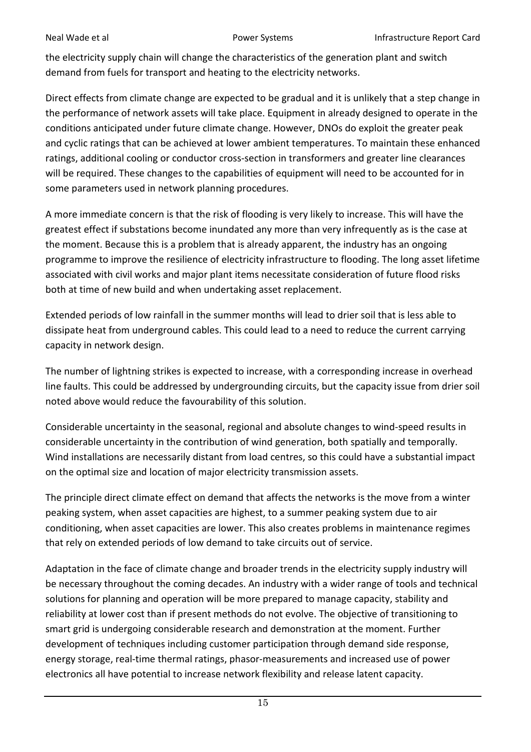the electricity supply chain will change the characteristics of the generation plant and switch demand from fuels for transport and heating to the electricity networks.

Direct effects from climate change are expected to be gradual and it is unlikely that a step change in the performance of network assets will take place. Equipment in already designed to operate in the conditions anticipated under future climate change. However, DNOs do exploit the greater peak and cyclic ratings that can be achieved at lower ambient temperatures. To maintain these enhanced ratings, additional cooling or conductor cross-section in transformers and greater line clearances will be required. These changes to the capabilities of equipment will need to be accounted for in some parameters used in network planning procedures.

A more immediate concern is that the risk of flooding is very likely to increase. This will have the greatest effect if substations become inundated any more than very infrequently as is the case at the moment. Because this is a problem that is already apparent, the industry has an ongoing programme to improve the resilience of electricity infrastructure to flooding. The long asset lifetime associated with civil works and major plant items necessitate consideration of future flood risks both at time of new build and when undertaking asset replacement.

Extended periods of low rainfall in the summer months will lead to drier soil that is less able to dissipate heat from underground cables. This could lead to a need to reduce the current carrying capacity in network design.

The number of lightning strikes is expected to increase, with a corresponding increase in overhead line faults. This could be addressed by undergrounding circuits, but the capacity issue from drier soil noted above would reduce the favourability of this solution.

Considerable uncertainty in the seasonal, regional and absolute changes to wind-speed results in considerable uncertainty in the contribution of wind generation, both spatially and temporally. Wind installations are necessarily distant from load centres, so this could have a substantial impact on the optimal size and location of major electricity transmission assets.

The principle direct climate effect on demand that affects the networks is the move from a winter peaking system, when asset capacities are highest, to a summer peaking system due to air conditioning, when asset capacities are lower. This also creates problems in maintenance regimes that rely on extended periods of low demand to take circuits out of service.

Adaptation in the face of climate change and broader trends in the electricity supply industry will be necessary throughout the coming decades. An industry with a wider range of tools and technical solutions for planning and operation will be more prepared to manage capacity, stability and reliability at lower cost than if present methods do not evolve. The objective of transitioning to smart grid is undergoing considerable research and demonstration at the moment. Further development of techniques including customer participation through demand side response, energy storage, real-time thermal ratings, phasor-measurements and increased use of power electronics all have potential to increase network flexibility and release latent capacity.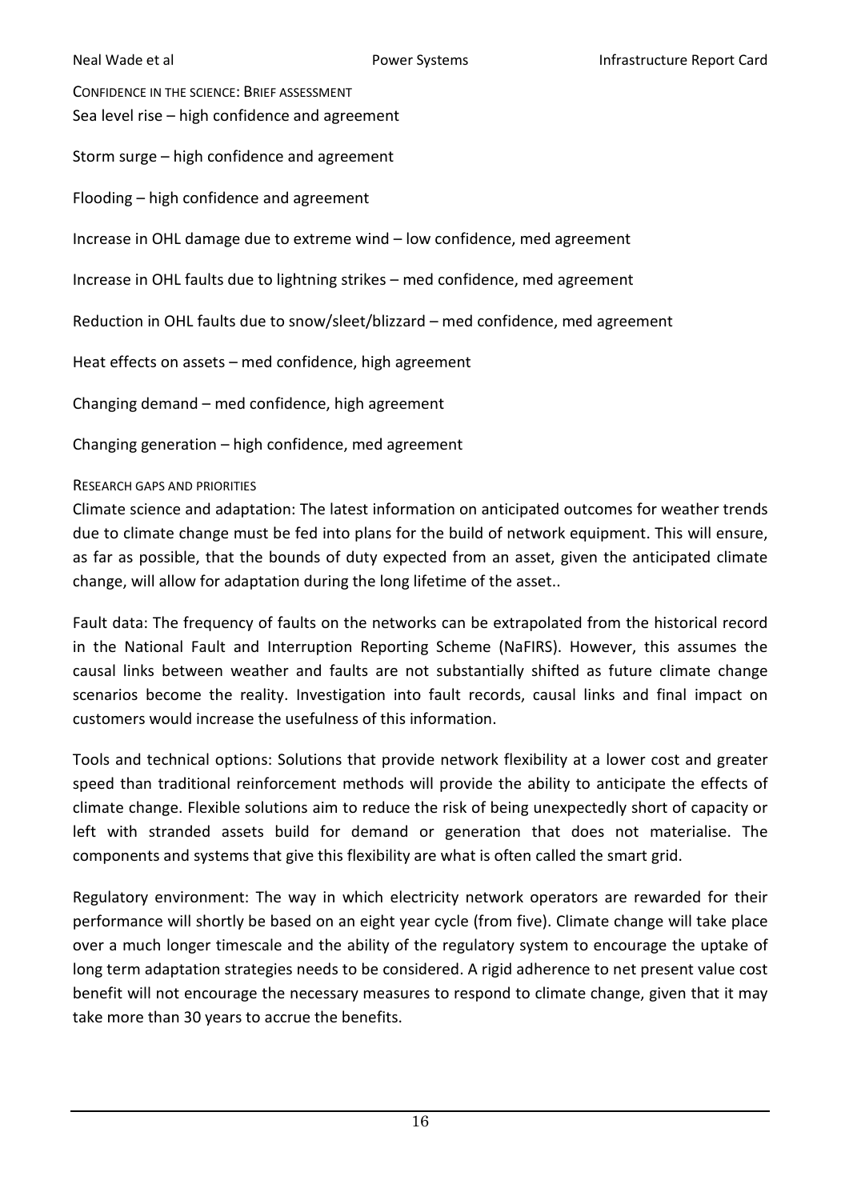### Confidence in the science: Brief assessment

Sea level rise – high confidence and agreement

Storm surge – high confidence and agreement

Flooding – high confidence and agreement

Increase in OHL damage due to extreme wind – low confidence, med agreement

Increase in OHL faults due to lightning strikes – med confidence, med agreement

Reduction in OHL faults due to snow/sleet/blizzard – med confidence, med agreement

Heat effects on assets – med confidence, high agreement

Changing demand – med confidence, high agreement

Changing generation – high confidence, med agreement

### Research gaps and priorities

Climate science and adaptation: The latest information on anticipated outcomes for weather trends due to climate change must be fed into plans for the build of network equipment. This will ensure, as far as possible, that the bounds of duty expected from an asset, given the anticipated climate change, will allow for adaptation during the long lifetime of the asset..

Fault data: The frequency of faults on the networks can be extrapolated from the historical record in the National Fault and Interruption Reporting Scheme (NaFIRS). However, this assumes the causal links between weather and faults are not substantially shifted as future climate change scenarios become the reality. Investigation into fault records, causal links and final impact on customers would increase the usefulness of this information.

Tools and technical options: Solutions that provide network flexibility at a lower cost and greater speed than traditional reinforcement methods will provide the ability to anticipate the effects of climate change. Flexible solutions aim to reduce the risk of being unexpectedly short of capacity or left with stranded assets build for demand or generation that does not materialise. The components and systems that give this flexibility are what is often called the smart grid.

Regulatory environment: The way in which electricity network operators are rewarded for their performance will shortly be based on an eight year cycle (from five). Climate change will take place over a much longer timescale and the ability of the regulatory system to encourage the uptake of long term adaptation strategies needs to be considered. A rigid adherence to net present value cost benefit will not encourage the necessary measures to respond to climate change, given that it may take more than 30 years to accrue the benefits.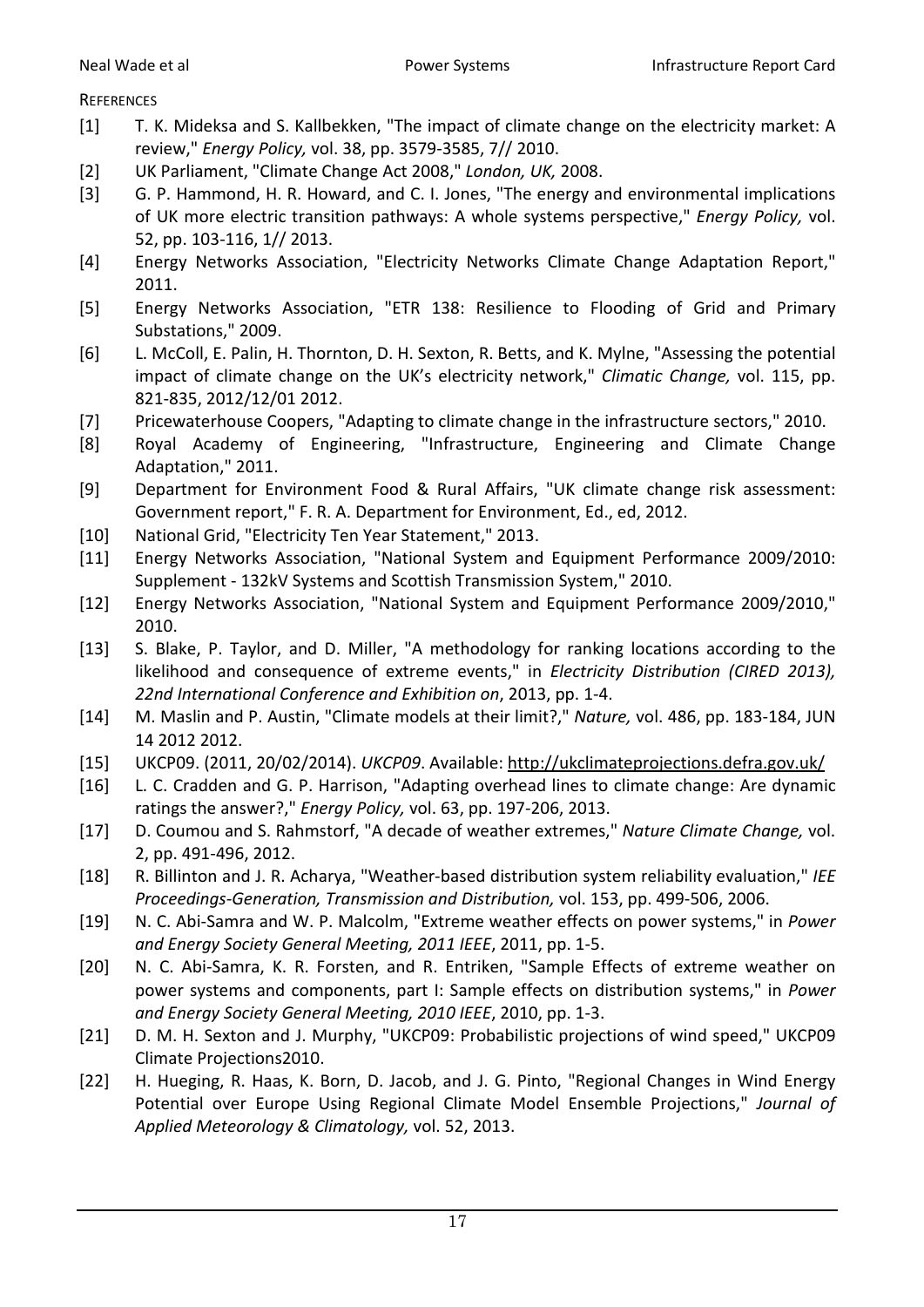REFERENCES

[1] T. K. Mideksa and S. Kallbekken, "The impact of climate change on the electricity market: A review," *Energy Policy,* vol. 38, pp. 3579-3585, 7// 2010.

[2] UK Parliament, "Climate Change Act 2008," *London, UK,* 2008.

[3] G. P. Hammond, H. R. Howard, and C. I. Jones, "The energy and environmental implications of UK more electric transition pathways: A whole systems perspective," *Energy Policy,* vol. 52, pp. 103-116, 1// 2013.

[4] Energy Networks Association, "Electricity Networks Climate Change Adaptation Report," 2011.

[5] Energy Networks Association, "ETR 138: Resilience to Flooding of Grid and Primary Substations," 2009.

[6] L. McColl, E. Palin, H. Thornton, D. H. Sexton, R. Betts, and K. Mylne, "Assessing the potential impact of climate change on the UK's electricity network," *Climatic Change,* vol. 115, pp. 821-835, 2012/12/01 2012.

[7] Pricewaterhouse Coopers, "Adapting to climate change in the infrastructure sectors," 2010.

[8] Royal Academy of Engineering, "Infrastructure, Engineering and Climate Change Adaptation," 2011.

[9] Department for Environment Food & Rural Affairs, "UK climate change risk assessment: Government report," F. R. A. Department for Environment, Ed., ed, 2012.

[10] National Grid, "Electricity Ten Year Statement," 2013.

[11] Energy Networks Association, "National System and Equipment Performance 2009/2010: Supplement - 132kV Systems and Scottish Transmission System," 2010.

[12] Energy Networks Association, "National System and Equipment Performance 2009/2010," 2010.

[13] S. Blake, P. Taylor, and D. Miller, "A methodology for ranking locations according to the likelihood and consequence of extreme events," in *Electricity Distribution (CIRED 2013), 22nd International Conference and Exhibition on*, 2013, pp. 1-4.

[14] M. Maslin and P. Austin, "Climate models at their limit?," *Nature,* vol. 486, pp. 183-184, JUN 14 2012 2012.

[15] UKCP09. (2011, 20/02/2014). *UKCP09*. Available: http://ukclimateprojections.defra.gov.uk/

[16] L. C. Cradden and G. P. Harrison, "Adapting overhead lines to climate change: Are dynamic ratings the answer?," *Energy Policy,* vol. 63, pp. 197-206, 2013.

[17] D. Coumou and S. Rahmstorf, "A decade of weather extremes," *Nature Climate Change,* vol. 2, pp. 491-496, 2012.

[18] R. Billinton and J. R. Acharya, "Weather-based distribution system reliability evaluation," *IEE Proceedings-Generation, Transmission and Distribution,* vol. 153, pp. 499-506, 2006.

[19] N. C. Abi-Samra and W. P. Malcolm, "Extreme weather effects on power systems," in *Power and Energy Society General Meeting, 2011 IEEE*, 2011, pp. 1-5.

[20] N. C. Abi-Samra, K. R. Forsten, and R. Entriken, "Sample Effects of extreme weather on power systems and components, part I: Sample effects on distribution systems," in *Power and Energy Society General Meeting, 2010 IEEE*, 2010, pp. 1-3.

[21] D. M. H. Sexton and J. Murphy, "UKCP09: Probabilistic projections of wind speed," UKCP09 Climate Projections2010.

[22] H. Hueging, R. Haas, K. Born, D. Jacob, and J. G. Pinto, "Regional Changes in Wind Energy Potential over Europe Using Regional Climate Model Ensemble Projections," *Journal of Applied Meteorology & Climatology,* vol. 52, 2013.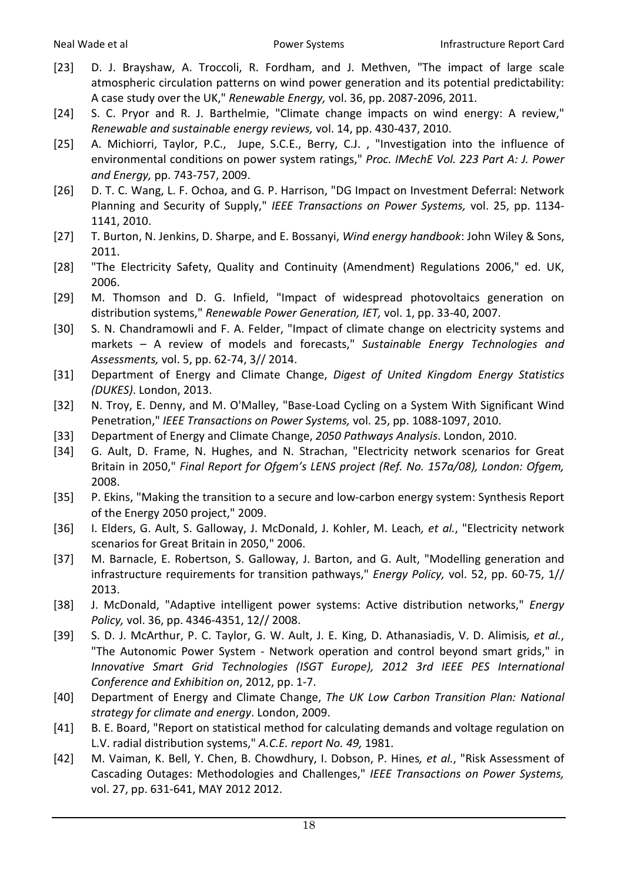[23] D. J. Brayshaw, A. Troccoli, R. Fordham, and J. Methven, "The impact of large scale atmospheric circulation patterns on wind power generation and its potential predictability: A case study over the UK," *Renewable Energy,* vol. 36, pp. 2087-2096, 2011.

[24] S. C. Pryor and R. J. Barthelmie, "Climate change impacts on wind energy: A review," *Renewable and sustainable energy reviews,* vol. 14, pp. 430-437, 2010.

[25] A. Michiorri, Taylor, P.C., Jupe, S.C.E., Berry, C.J. , "Investigation into the influence of environmental conditions on power system ratings," *Proc. IMechE Vol. 223 Part A: J. Power and Energy,* pp. 743-757, 2009.

[26] D. T. C. Wang, L. F. Ochoa, and G. P. Harrison, "DG Impact on Investment Deferral: Network Planning and Security of Supply," *IEEE Transactions on Power Systems,* vol. 25, pp. 1134-1141, 2010.

[27] T. Burton, N. Jenkins, D. Sharpe, and E. Bossanyi, *Wind energy handbook*: John Wiley & Sons, 2011.

[28] "The Electricity Safety, Quality and Continuity (Amendment) Regulations 2006," ed. UK, 2006.

[29] M. Thomson and D. G. Infield, "Impact of widespread photovoltaics generation on distribution systems," *Renewable Power Generation, IET,* vol. 1, pp. 33-40, 2007.

[30] S. N. Chandramowli and F. A. Felder, "Impact of climate change on electricity systems and markets – A review of models and forecasts," *Sustainable Energy Technologies and Assessments,* vol. 5, pp. 62-74, 3// 2014.

[31] Department of Energy and Climate Change, *Digest of United Kingdom Energy Statistics (DUKES)*. London, 2013.

[32] N. Troy, E. Denny, and M. O'Malley, "Base-Load Cycling on a System With Significant Wind Penetration," *IEEE Transactions on Power Systems,* vol. 25, pp. 1088-1097, 2010.

[33] Department of Energy and Climate Change, *2050 Pathways Analysis*. London, 2010.

[34] G. Ault, D. Frame, N. Hughes, and N. Strachan, "Electricity network scenarios for Great Britain in 2050," *Final Report for Ofgem's LENS project (Ref. No. 157a/08), London: Ofgem,* 2008.

[35] P. Ekins, "Making the transition to a secure and low-carbon energy system: Synthesis Report of the Energy 2050 project," 2009.

[36] I. Elders, G. Ault, S. Galloway, J. McDonald, J. Kohler, M. Leach*, et al.*, "Electricity network scenarios for Great Britain in 2050," 2006.

[37] M. Barnacle, E. Robertson, S. Galloway, J. Barton, and G. Ault, "Modelling generation and infrastructure requirements for transition pathways," *Energy Policy,* vol. 52, pp. 60-75, 1// 2013.

[38] J. McDonald, "Adaptive intelligent power systems: Active distribution networks," *Energy Policy,* vol. 36, pp. 4346-4351, 12// 2008.

[39] S. D. J. McArthur, P. C. Taylor, G. W. Ault, J. E. King, D. Athanasiadis, V. D. Alimisis*, et al.*, "The Autonomic Power System - Network operation and control beyond smart grids," in *Innovative Smart Grid Technologies (ISGT Europe), 2012 3rd IEEE PES International Conference and Exhibition on*, 2012, pp. 1-7.

[40] Department of Energy and Climate Change, *The UK Low Carbon Transition Plan: National strategy for climate and energy*. London, 2009.

[41] B. E. Board, "Report on statistical method for calculating demands and voltage regulation on L.V. radial distribution systems," *A.C.E. report No. 49,* 1981.

[42] M. Vaiman, K. Bell, Y. Chen, B. Chowdhury, I. Dobson, P. Hines*, et al.*, "Risk Assessment of Cascading Outages: Methodologies and Challenges," *IEEE Transactions on Power Systems,* vol. 27, pp. 631-641, MAY 2012 2012.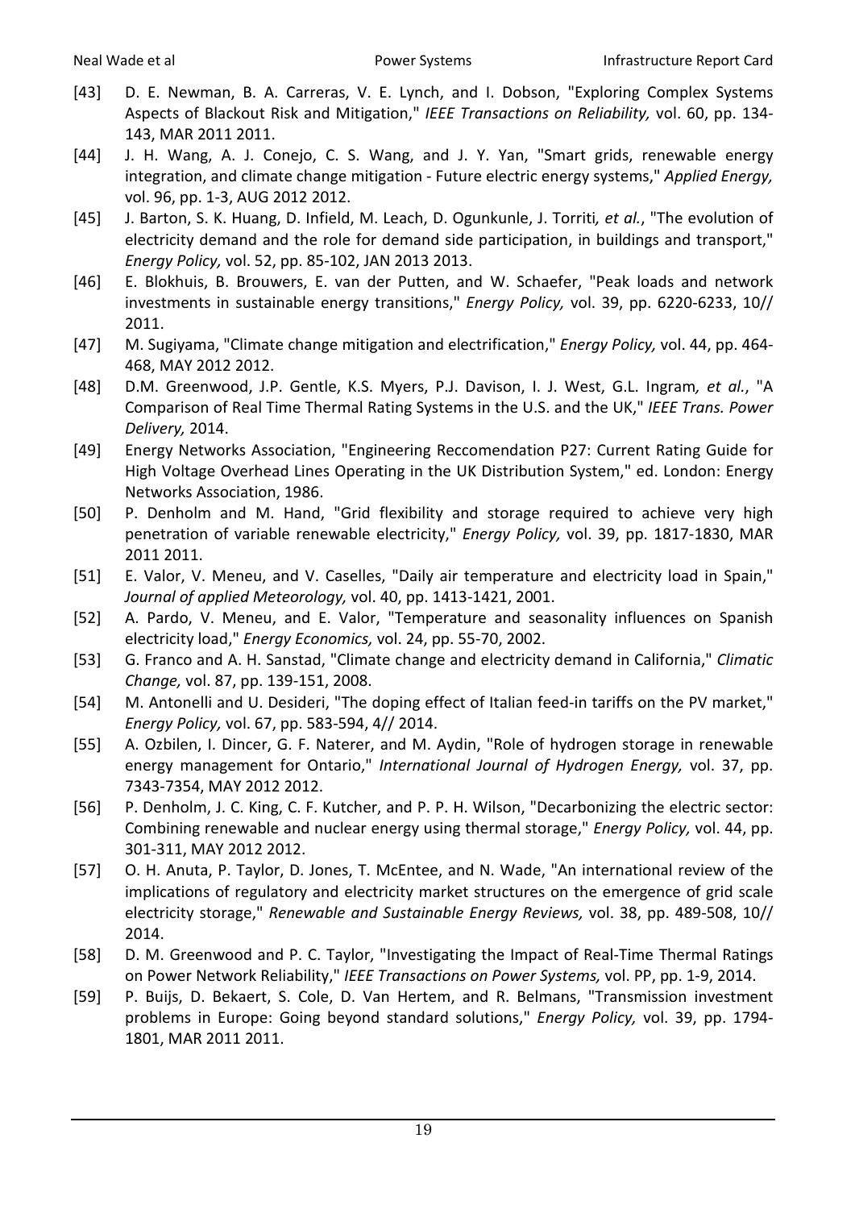[43] D. E. Newman, B. A. Carreras, V. E. Lynch, and I. Dobson, "Exploring Complex Systems Aspects of Blackout Risk and Mitigation," *IEEE Transactions on Reliability,* vol. 60, pp. 134-143, MAR 2011 2011.

[44] J. H. Wang, A. J. Conejo, C. S. Wang, and J. Y. Yan, "Smart grids, renewable energy integration, and climate change mitigation - Future electric energy systems," *Applied Energy,* vol. 96, pp. 1-3, AUG 2012 2012.

[45] J. Barton, S. K. Huang, D. Infield, M. Leach, D. Ogunkunle, J. Torriti*, et al.*, "The evolution of electricity demand and the role for demand side participation, in buildings and transport," *Energy Policy,* vol. 52, pp. 85-102, JAN 2013 2013.

[46] E. Blokhuis, B. Brouwers, E. van der Putten, and W. Schaefer, "Peak loads and network investments in sustainable energy transitions," *Energy Policy,* vol. 39, pp. 6220-6233, 10// 2011.

[47] M. Sugiyama, "Climate change mitigation and electrification," *Energy Policy,* vol. 44, pp. 464-468, MAY 2012 2012.

[48] D.M. Greenwood, J.P. Gentle, K.S. Myers, P.J. Davison, I. J. West, G.L. Ingram*, et al.*, "A Comparison of Real Time Thermal Rating Systems in the U.S. and the UK," *IEEE Trans. Power Delivery,* 2014.

[49] Energy Networks Association, "Engineering Reccomendation P27: Current Rating Guide for High Voltage Overhead Lines Operating in the UK Distribution System," ed. London: Energy Networks Association, 1986.

[50] P. Denholm and M. Hand, "Grid flexibility and storage required to achieve very high penetration of variable renewable electricity," *Energy Policy,* vol. 39, pp. 1817-1830, MAR 2011 2011.

[51] E. Valor, V. Meneu, and V. Caselles, "Daily air temperature and electricity load in Spain," *Journal of applied Meteorology,* vol. 40, pp. 1413-1421, 2001.

[52] A. Pardo, V. Meneu, and E. Valor, "Temperature and seasonality influences on Spanish electricity load," *Energy Economics,* vol. 24, pp. 55-70, 2002.

[53] G. Franco and A. H. Sanstad, "Climate change and electricity demand in California," *Climatic Change,* vol. 87, pp. 139-151, 2008.

[54] M. Antonelli and U. Desideri, "The doping effect of Italian feed-in tariffs on the PV market," *Energy Policy,* vol. 67, pp. 583-594, 4// 2014.

[55] A. Ozbilen, I. Dincer, G. F. Naterer, and M. Aydin, "Role of hydrogen storage in renewable energy management for Ontario," *International Journal of Hydrogen Energy,* vol. 37, pp. 7343-7354, MAY 2012 2012.

[56] P. Denholm, J. C. King, C. F. Kutcher, and P. P. H. Wilson, "Decarbonizing the electric sector: Combining renewable and nuclear energy using thermal storage," *Energy Policy,* vol. 44, pp. 301-311, MAY 2012 2012.

[57] O. H. Anuta, P. Taylor, D. Jones, T. McEntee, and N. Wade, "An international review of the implications of regulatory and electricity market structures on the emergence of grid scale electricity storage," *Renewable and Sustainable Energy Reviews,* vol. 38, pp. 489-508, 10// 2014.

[58] D. M. Greenwood and P. C. Taylor, "Investigating the Impact of Real-Time Thermal Ratings on Power Network Reliability," *IEEE Transactions on Power Systems,* vol. PP, pp. 1-9, 2014.

[59] P. Buijs, D. Bekaert, S. Cole, D. Van Hertem, and R. Belmans, "Transmission investment problems in Europe: Going beyond standard solutions," *Energy Policy,* vol. 39, pp. 1794-1801, MAR 2011 2011.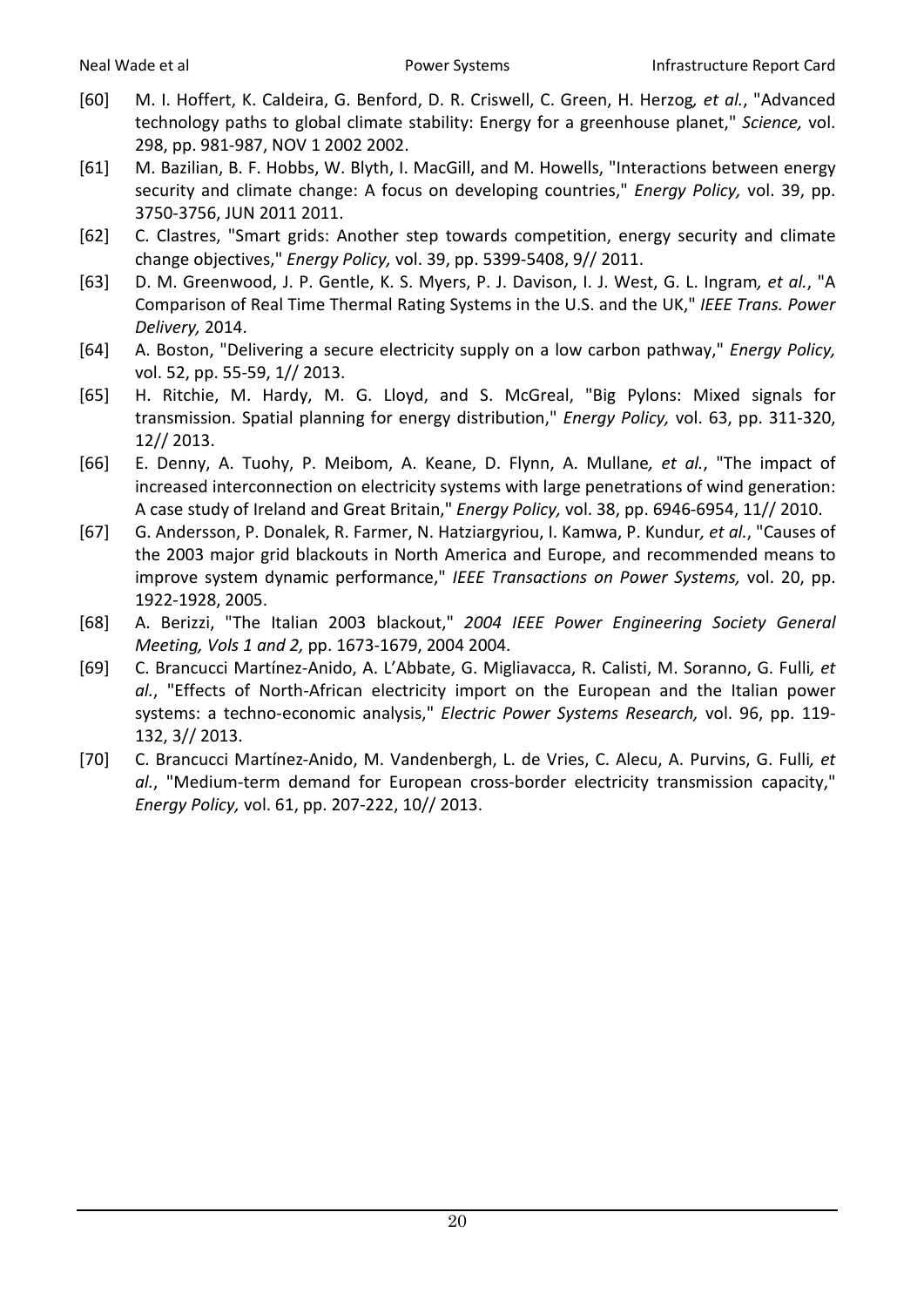[60] M. I. Hoffert, K. Caldeira, G. Benford, D. R. Criswell, C. Green, H. Herzog*, et al.*, "Advanced technology paths to global climate stability: Energy for a greenhouse planet," *Science,* vol. 298, pp. 981-987, NOV 1 2002 2002.

[61] M. Bazilian, B. F. Hobbs, W. Blyth, I. MacGill, and M. Howells, "Interactions between energy security and climate change: A focus on developing countries," *Energy Policy,* vol. 39, pp. 3750-3756, JUN 2011 2011.

[62] C. Clastres, "Smart grids: Another step towards competition, energy security and climate change objectives," *Energy Policy,* vol. 39, pp. 5399-5408, 9// 2011.

[63] D. M. Greenwood, J. P. Gentle, K. S. Myers, P. J. Davison, I. J. West, G. L. Ingram*, et al.*, "A Comparison of Real Time Thermal Rating Systems in the U.S. and the UK," *IEEE Trans. Power Delivery,* 2014.

[64] A. Boston, "Delivering a secure electricity supply on a low carbon pathway," *Energy Policy,* vol. 52, pp. 55-59, 1// 2013.

[65] H. Ritchie, M. Hardy, M. G. Lloyd, and S. McGreal, "Big Pylons: Mixed signals for transmission. Spatial planning for energy distribution," *Energy Policy,* vol. 63, pp. 311-320, 12// 2013.

[66] E. Denny, A. Tuohy, P. Meibom, A. Keane, D. Flynn, A. Mullane*, et al.*, "The impact of increased interconnection on electricity systems with large penetrations of wind generation: A case study of Ireland and Great Britain," *Energy Policy,* vol. 38, pp. 6946-6954, 11// 2010.

[67] G. Andersson, P. Donalek, R. Farmer, N. Hatziargyriou, I. Kamwa, P. Kundur*, et al.*, "Causes of the 2003 major grid blackouts in North America and Europe, and recommended means to improve system dynamic performance," *IEEE Transactions on Power Systems,* vol. 20, pp. 1922-1928, 2005.

[68] A. Berizzi, "The Italian 2003 blackout," *2004 IEEE Power Engineering Society General Meeting, Vols 1 and 2,* pp. 1673-1679, 2004 2004.

[69] C. Brancucci Martínez-Anido, A. L'Abbate, G. Migliavacca, R. Calisti, M. Soranno, G. Fulli*, et al.*, "Effects of North-African electricity import on the European and the Italian power systems: a techno-economic analysis," *Electric Power Systems Research,* vol. 96, pp. 119-132, 3// 2013.

[70] C. Brancucci Martínez-Anido, M. Vandenbergh, L. de Vries, C. Alecu, A. Purvins, G. Fulli*, et al.*, "Medium-term demand for European cross-border electricity transmission capacity," *Energy Policy,* vol. 61, pp. 207-222, 10// 2013.